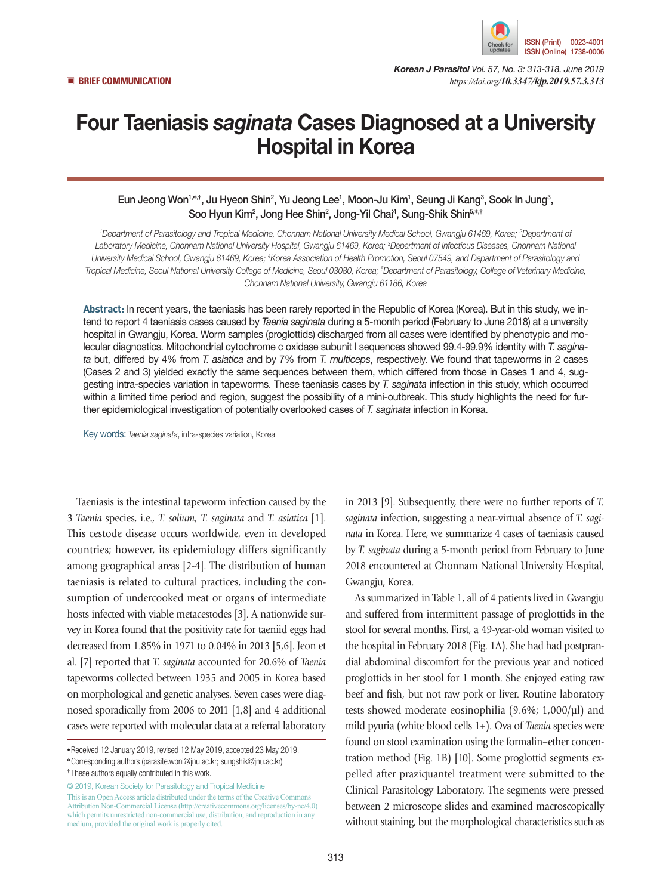BRIEF COMMUNICATION

# Four Taeniasis *saginata* Cases Diagnosed at a University Hospital in Korea

Eun Jeong Won[1,*,†], Ju Hyeon Shin[2], Yu Jeong Lee[1], Moon-Ju Kim[1], Seung Ji Kang[3], Sook In Jung[3], Soo Hyun Kim[2], Jong Hee Shin[2], Jong-Yil Chai[4], Sung-Shik Shin[5,*,†]

[1]Department of Parasitology and Tropical Medicine, Chonnam National University Medical School, Gwangju 61469, Korea; [2]Department of Laboratory Medicine, Chonnam National University Hospital, Gwangju 61469, Korea; [3]Department of Infectious Diseases, Chonnam National University Medical School, Gwangju 61469, Korea; [4]Korea Association of Health Promotion, Seoul 07549, and Department of Parasitology and Tropical Medicine, Seoul National University College of Medicine, Seoul 03080, Korea; [5]Department of Parasitology, College of Veterinary Medicine, Chonnam National University, Gwangju 61186, Korea

**Abstract:** In recent years, the taeniasis has been rarely reported in the Republic of Korea (Korea). But in this study, we intend to report 4 taeniasis cases caused by *Taenia saginata* during a 5-month period (February to June 2018) at a unversity hospital in Gwangju, Korea. Worm samples (proglottids) discharged from all cases were identified by phenotypic and molecular diagnostics. Mitochondrial cytochrome c oxidase subunit I sequences showed 99.4-99.9% identity with *T. saginata* but, differed by 4% from *T. asiatica* and by 7% from *T. multiceps*, respectively. We found that tapeworms in 2 cases (Cases 2 and 3) yielded exactly the same sequences between them, which differed from those in Cases 1 and 4, suggesting intra-species variation in tapeworms. These taeniasis cases by *T. saginata* infection in this study, which occurred within a limited time period and region, suggest the possibility of a mini-outbreak. This study highlights the need for further epidemiological investigation of potentially overlooked cases of *T. saginata* infection in Korea.

Key words: *Taenia saginata*, intra-species variation, Korea

Taeniasis is the intestinal tapeworm infection caused by the 3 *Taenia* species, i.e., *T. solium*, *T. saginata* and *T. asiatica* [1]. This cestode disease occurs worldwide, even in developed countries; however, its epidemiology differs significantly among geographical areas [2-4]. The distribution of human taeniasis is related to cultural practices, including the consumption of undercooked meat or organs of intermediate hosts infected with viable metacestodes [3]. A nationwide survey in Korea found that the positivity rate for taeniid eggs had decreased from 1.85% in 1971 to 0.04% in 2013 [5,6]. Jeon et al. [7] reported that *T. saginata* accounted for 20.6% of *Taenia* tapeworms collected between 1935 and 2005 in Korea based on morphological and genetic analyses. Seven cases were diagnosed sporadically from 2006 to 2011 [1,8] and 4 additional cases were reported with molecular data at a referral laboratory in 2013 [9]. Subsequently, there were no further reports of *T. saginata* infection, suggesting a near-virtual absence of *T. saginata* in Korea. Here, we summarize 4 cases of taeniasis caused by *T. saginata* during a 5-month period from February to June 2018 encountered at Chonnam National University Hospital, Gwangju, Korea.

As summarized in Table 1, all of 4 patients lived in Gwangju and suffered from intermittent passage of proglottids in the stool for several months. First, a 49-year-old woman visited to the hospital in February 2018 (Fig. 1A). She had had postprandial abdominal discomfort for the previous year and noticed proglottids in her stool for 1 month. She enjoyed eating raw beef and fish, but not raw pork or liver. Routine laboratory tests showed moderate eosinophilia (9.6%; 1,000/μl) and mild pyuria (white blood cells 1+). Ova of *Taenia* species were found on stool examination using the formalin–ether concentration method (Fig. 1B) [10]. Some proglottid segments expelled after praziquantel treatment were submitted to the Clinical Parasitology Laboratory. The segments were pressed between 2 microscope slides and examined macroscopically without staining, but the morphological characteristics such as

• Received 12 January 2019, revised 12 May 2019, accepted 23 May 2019.
* Corresponding authors (parasite.woni@jnu.ac.kr; sungshik@jnu.ac.kr)
† These authors equally contributed in this work.

© 2019, Korean Society for Parasitology and Tropical Medicine
This is an Open Access article distributed under the terms of the Creative Commons Attribution Non-Commercial License (http://creativecommons.org/licenses/by-nc/4.0) which permits unrestricted non-commercial use, distribution, and reproduction in any medium, provided the original work is properly cited.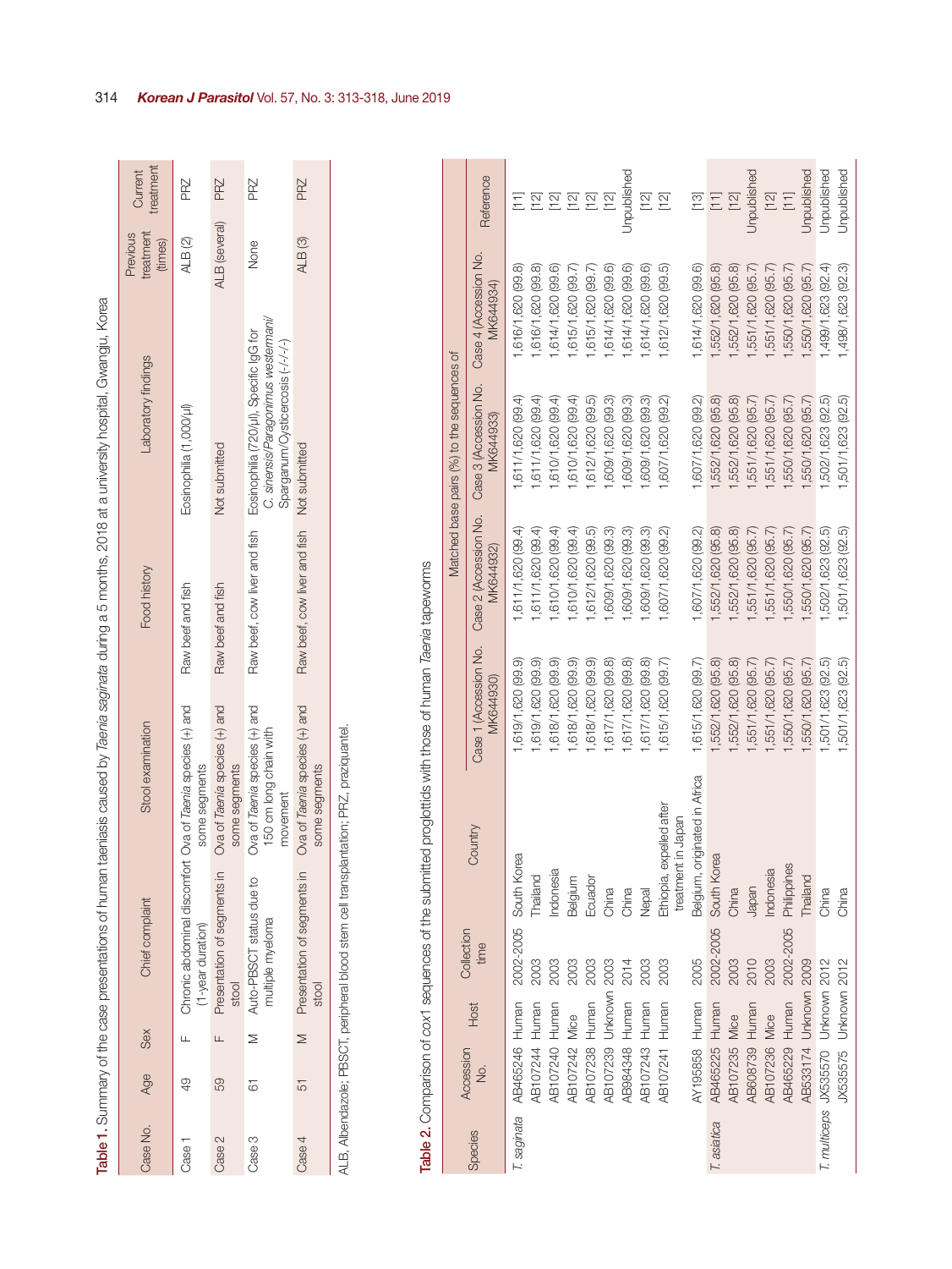**Table 1.** Summary of the case presentations of human taeniasis caused by *Taenia saginata* during a 5 months, 2018 at a university hospital, Gwangju, Korea

| Case No. | Age | Sex | Chief complaint | Stool examination | Food history | Laboratory findings | Previous treatment (times) | Current treatment |
|---|---|---|---|---|---|---|---|---|
| Case 1 | 49 | F | Chronic abdominal discomfort (1-year duration) | Ova of *Taenia* species (+) and some segments | Raw beef and fish | Eosinophilia (1,000/µl) | ALB (2) | PRZ |
| Case 2 | 59 | F | Presentation of segments in stool | Ova of *Taenia* species (+) and some segments | Raw beef and fish | Not submitted | ALB (several) | PRZ |
| Case 3 | 61 | M | Auto-PBSCT status due to multiple myeloma | Ova of *Taenia* species (+) and 150 cm long chain with movement | Raw beef, cow liver and fish | Eosinophilia (720/µl), Specific IgG for *C. sinensis/Paragonimus westermani/* Sparganum/Cysticercosis (-/-/-/-) | None | PRZ |
| Case 4 | 51 | M | Presentation of segments in stool | Ova of *Taenia* species (+) and some segments | Raw beef, cow liver and fish | Not submitted | ALB (3) | PRZ |

ALB, Albendazole; PBSCT, peripheral blood stem cell transplantation; PRZ, praziquantel.

**Table 2.** Comparison of *cox1* sequences of the submitted proglottids with those of human *Taenia* tapeworms

| Species | Accession No. | Host | Collection time | Country | Matched base pairs (%) to the sequences of | | | | Reference |
|---|---|---|---|---|---|---|---|---|---|
| | | | | | Case 1 (Accession No. MK644930) | Case 2 (Accession No. MK644932) | Case 3 (Accession No. MK644933) | Case 4 (Accession No. MK644934) | |
| *T. saginata* | AB465246 | Human | 2002-2005 | South Korea | 1,619/1,620 (99.9) | 1,611/1,620 (99.4) | 1,611/1,620 (99.4) | 1,616/1,620 (99.8) | [11] |
| | AB107244 | Human | 2003 | Thailand | 1,619/1,620 (99.9) | 1,611/1,620 (99.4) | 1,611/1,620 (99.4) | 1,616/1,620 (99.8) | [12] |
| | AB107240 | Human | 2003 | Indonesia | 1,618/1,620 (99.9) | 1,610/1,620 (99.4) | 1,610/1,620 (99.4) | 1,614/1,620 (99.6) | [12] |
| | AB107242 | Mice | 2003 | Belgium | 1,618/1,620 (99.9) | 1,610/1,620 (99.4) | 1,610/1,620 (99.4) | 1,615/1,620 (99.7) | [12] |
| | AB107238 | Human | 2003 | Ecuador | 1,618/1,620 (99.9) | 1,612/1,620 (99.5) | 1,612/1,620 (99.5) | 1,615/1,620 (99.7) | [12] |
| | AB107239 | Unknown | 2003 | China | 1,617/1,620 (99.8) | 1,609/1,620 (99.3) | 1,609/1,620 (99.3) | 1,614/1,620 (99.6) | [12] |
| | AB984348 | Human | 2014 | China | 1,617/1,620 (99.8) | 1,609/1,620 (99.3) | 1,609/1,620 (99.3) | 1,614/1,620 (99.6) | Unpublished |
| | AB107243 | Human | 2003 | Nepal | 1,617/1,620 (99.8) | 1,609/1,620 (99.3) | 1,609/1,620 (99.3) | 1,614/1,620 (99.6) | [12] |
| | AB107241 | Human | 2003 | Ethiopia, expelled after treatment in Japan | 1,615/1,620 (99.7) | 1,607/1,620 (99.2) | 1,607/1,620 (99.2) | 1,612/1,620 (99.5) | [12] |
| | AY195858 | Human | 2005 | Belgium, originated in Africa | 1,615/1,620 (99.7) | 1,607/1,620 (99.2) | 1,607/1,620 (99.2) | 1,614/1,620 (99.6) | [13] |
| *T. asiatica* | AB465225 | Human | 2002-2005 | South Korea | 1,552/1,620 (95.8) | 1,552/1,620 (95.8) | 1,552/1,620 (95.8) | 1,552/1,620 (95.8) | [11] |
| | AB107235 | Mice | 2003 | China | 1,552/1,620 (95.8) | 1,552/1,620 (95.8) | 1,552/1,620 (95.8) | 1,552/1,620 (95.8) | [12] |
| | AB608739 | Human | 2010 | Japan | 1,551/1,620 (95.7) | 1,551/1,620 (95.7) | 1,551/1,620 (95.7) | 1,551/1,620 (95.7) | Unpublished |
| | AB107236 | Mice | 2003 | Indonesia | 1,551/1,620 (95.7) | 1,551/1,620 (95.7) | 1,551/1,620 (95.7) | 1,551/1,620 (95.7) | [12] |
| | AB465229 | Human | 2002-2005 | Philippines | 1,550/1,620 (95.7) | 1,550/1,620 (95.7) | 1,550/1,620 (95.7) | 1,550/1,620 (95.7) | [11] |
| | AB533174 | Unknown | 2009 | Thailand | 1,550/1,620 (95.7) | 1,550/1,620 (95.7) | 1,550/1,620 (95.7) | 1,550/1,620 (95.7) | Unpublished |
| *T. multiceps* | JX535570 | Unknown | 2012 | China | 1,501/1,623 (92.5) | 1,502/1,623 (92.5) | 1,502/1,623 (92.5) | 1,499/1,623 (92.4) | Unpublished |
| | JX535575 | Unknown | 2012 | China | 1,501/1,623 (92.5) | 1,501/1,623 (92.5) | 1,501/1,623 (92.5) | 1,498/1,623 (92.3) | Unpublished |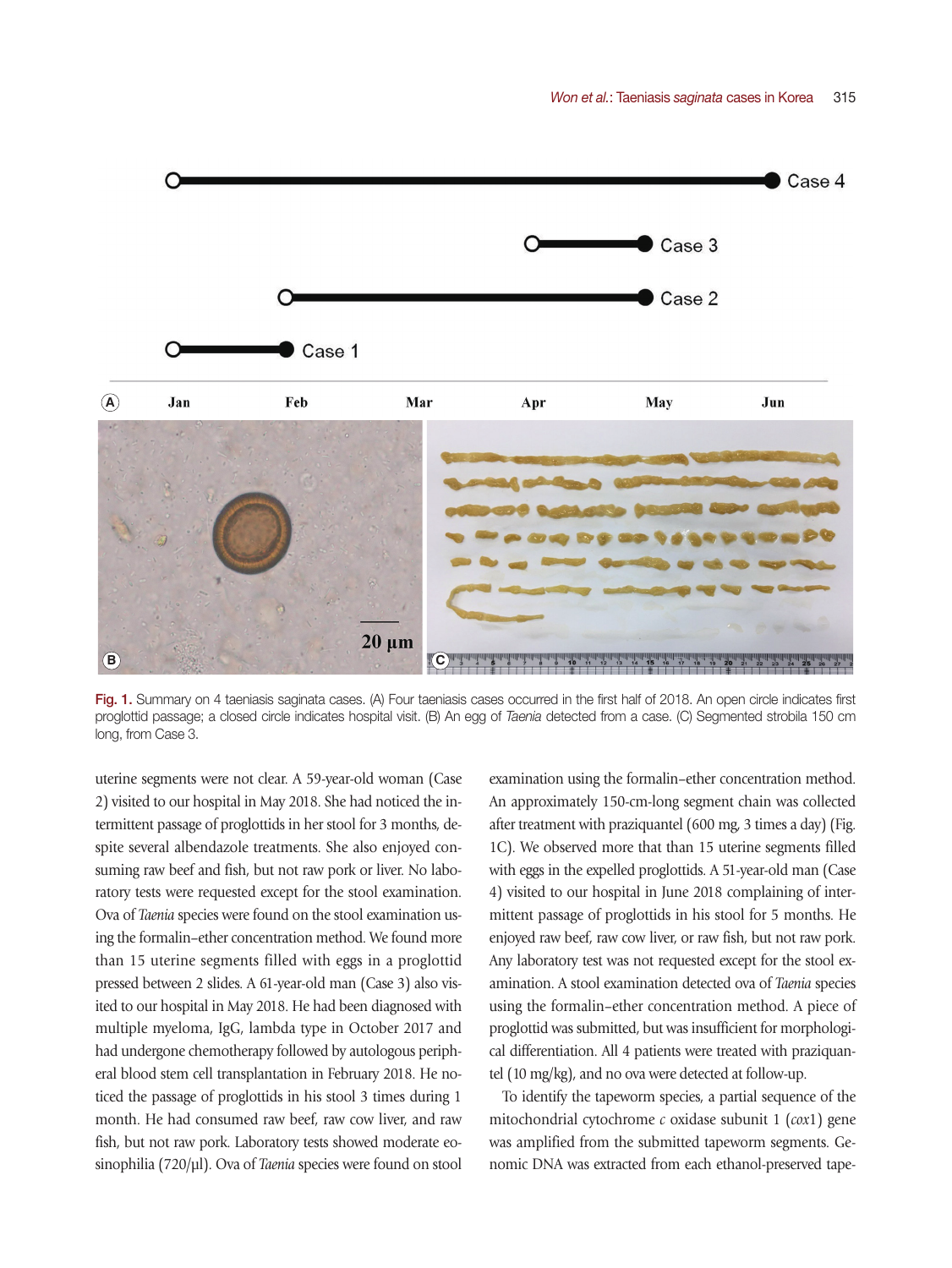Fig. 1. Summary on 4 taeniasis saginata cases. (A) Four taeniasis cases occurred in the first half of 2018. An open circle indicates first proglottid passage; a closed circle indicates hospital visit. (B) An egg of *Taenia* detected from a case. (C) Segmented strobila 150 cm long, from Case 3.

uterine segments were not clear. A 59-year-old woman (Case 2) visited to our hospital in May 2018. She had noticed the intermittent passage of proglottids in her stool for 3 months, despite several albendazole treatments. She also enjoyed consuming raw beef and fish, but not raw pork or liver. No laboratory tests were requested except for the stool examination. Ova of *Taenia* species were found on the stool examination using the formalin–ether concentration method. We found more than 15 uterine segments filled with eggs in a proglottid pressed between 2 slides. A 61-year-old man (Case 3) also visited to our hospital in May 2018. He had been diagnosed with multiple myeloma, IgG, lambda type in October 2017 and had undergone chemotherapy followed by autologous peripheral blood stem cell transplantation in February 2018. He noticed the passage of proglottids in his stool 3 times during 1 month. He had consumed raw beef, raw cow liver, and raw fish, but not raw pork. Laboratory tests showed moderate eosinophilia (720/µl). Ova of *Taenia* species were found on stool examination using the formalin–ether concentration method. An approximately 150-cm-long segment chain was collected after treatment with praziquantel (600 mg, 3 times a day) (Fig. 1C). We observed more that than 15 uterine segments filled with eggs in the expelled proglottids. A 51-year-old man (Case 4) visited to our hospital in June 2018 complaining of intermittent passage of proglottids in his stool for 5 months. He enjoyed raw beef, raw cow liver, or raw fish, but not raw pork. Any laboratory test was not requested except for the stool examination. A stool examination detected ova of *Taenia* species using the formalin–ether concentration method. A piece of proglottid was submitted, but was insufficient for morphological differentiation. All 4 patients were treated with praziquantel (10 mg/kg), and no ova were detected at follow-up.

To identify the tapeworm species, a partial sequence of the mitochondrial cytochrome *c* oxidase subunit 1 (*cox*1) gene was amplified from the submitted tapeworm segments. Genomic DNA was extracted from each ethanol-preserved tape-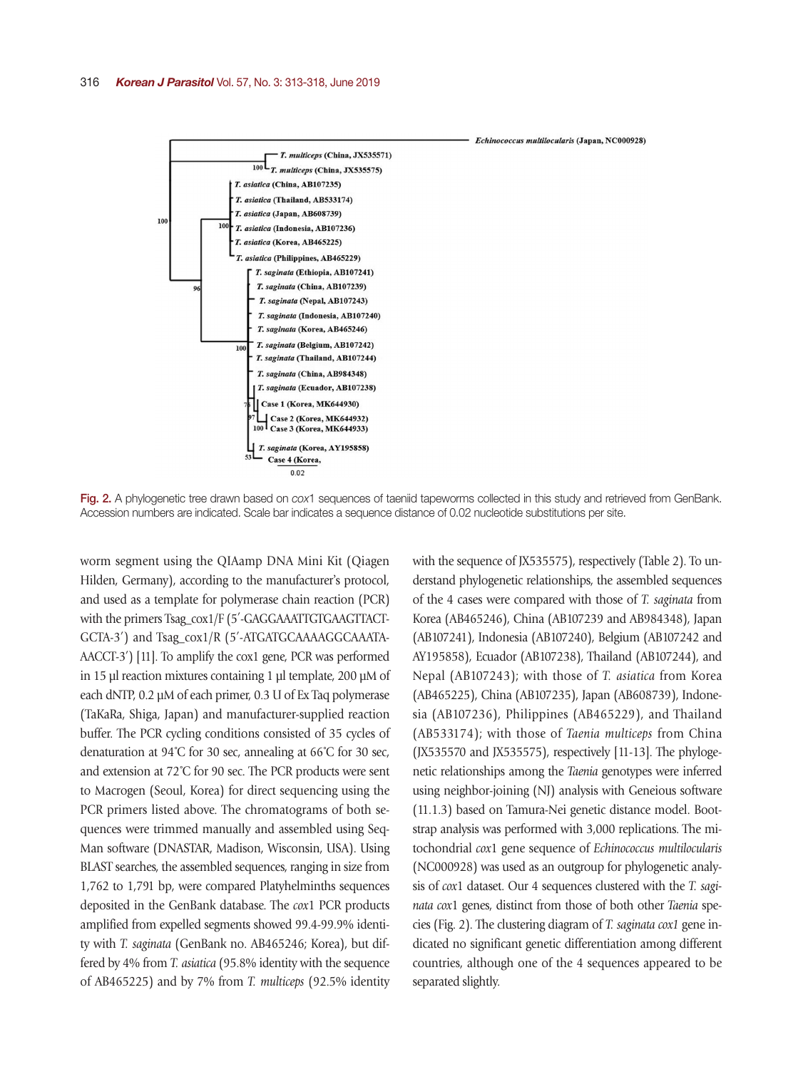Fig. 2. A phylogenetic tree drawn based on *cox*1 sequences of taeniid tapeworms collected in this study and retrieved from GenBank. Accession numbers are indicated. Scale bar indicates a sequence distance of 0.02 nucleotide substitutions per site.

worm segment using the QIAamp DNA Mini Kit (Qiagen Hilden, Germany), according to the manufacturer's protocol, and used as a template for polymerase chain reaction (PCR) with the primers Tsag_cox1/F (5′-GAGGAAATTGTGAAGTTACTGCTA-3′) and Tsag_cox1/R (5′-ATGATGCAAAAGGCAAATAAACCT-3′) [11]. To amplify the cox1 gene, PCR was performed in 15 µl reaction mixtures containing 1 µl template, 200 µM of each dNTP, 0.2 µM of each primer, 0.3 U of Ex Taq polymerase (TaKaRa, Shiga, Japan) and manufacturer-supplied reaction buffer. The PCR cycling conditions consisted of 35 cycles of denaturation at 94˚C for 30 sec, annealing at 66˚C for 30 sec, and extension at 72˚C for 90 sec. The PCR products were sent to Macrogen (Seoul, Korea) for direct sequencing using the PCR primers listed above. The chromatograms of both sequences were trimmed manually and assembled using SeqMan software (DNASTAR, Madison, Wisconsin, USA). Using BLAST searches, the assembled sequences, ranging in size from 1,762 to 1,791 bp, were compared Platyhelminths sequences deposited in the GenBank database. The *cox*1 PCR products amplified from expelled segments showed 99.4-99.9% identity with *T. saginata* (GenBank no. AB465246; Korea), but differed by 4% from *T. asiatica* (95.8% identity with the sequence of AB465225) and by 7% from *T. multiceps* (92.5% identity with the sequence of JX535575), respectively (Table 2). To understand phylogenetic relationships, the assembled sequences of the 4 cases were compared with those of *T. saginata* from Korea (AB465246), China (AB107239 and AB984348), Japan (AB107241), Indonesia (AB107240), Belgium (AB107242 and AY195858), Ecuador (AB107238), Thailand (AB107244), and Nepal (AB107243); with those of *T. asiatica* from Korea (AB465225), China (AB107235), Japan (AB608739), Indonesia (AB107236), Philippines (AB465229), and Thailand (AB533174); with those of *Taenia multiceps* from China (JX535570 and JX535575), respectively [11-13]. The phylogenetic relationships among the *Taenia* genotypes were inferred using neighbor-joining (NJ) analysis with Geneious software (11.1.3) based on Tamura-Nei genetic distance model. Bootstrap analysis was performed with 3,000 replications. The mitochondrial *cox*1 gene sequence of *Echinococcus multilocularis* (NC000928) was used as an outgroup for phylogenetic analysis of *cox*1 dataset. Our 4 sequences clustered with the *T. saginata cox*1 genes, distinct from those of both other *Taenia* species (Fig. 2). The clustering diagram of *T. saginata cox1* gene indicated no significant genetic differentiation among different countries, although one of the 4 sequences appeared to be separated slightly.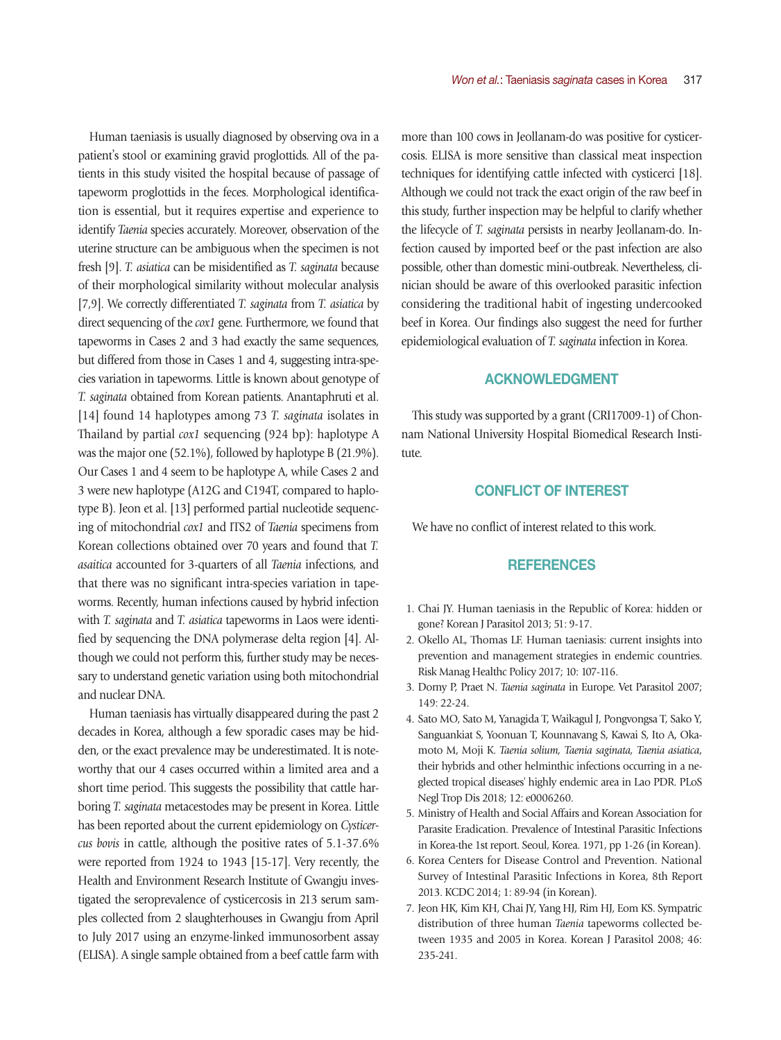Human taeniasis is usually diagnosed by observing ova in a patient's stool or examining gravid proglottids. All of the patients in this study visited the hospital because of passage of tapeworm proglottids in the feces. Morphological identification is essential, but it requires expertise and experience to identify *Taenia* species accurately. Moreover, observation of the uterine structure can be ambiguous when the specimen is not fresh [9]. *T. asiatica* can be misidentified as *T. saginata* because of their morphological similarity without molecular analysis [7,9]. We correctly differentiated *T. saginata* from *T. asiatica* by direct sequencing of the *cox1* gene. Furthermore, we found that tapeworms in Cases 2 and 3 had exactly the same sequences, but differed from those in Cases 1 and 4, suggesting intra-species variation in tapeworms. Little is known about genotype of *T. saginata* obtained from Korean patients. Anantaphruti et al. [14] found 14 haplotypes among 73 *T. saginata* isolates in Thailand by partial *cox1* sequencing (924 bp): haplotype A was the major one (52.1%), followed by haplotype B (21.9%). Our Cases 1 and 4 seem to be haplotype A, while Cases 2 and 3 were new haplotype (A12G and C194T, compared to haplotype B). Jeon et al. [13] performed partial nucleotide sequencing of mitochondrial *cox1* and ITS2 of *Taenia* specimens from Korean collections obtained over 70 years and found that *T. asaitica* accounted for 3-quarters of all *Taenia* infections, and that there was no significant intra-species variation in tapeworms. Recently, human infections caused by hybrid infection with *T. saginata* and *T. asiatica* tapeworms in Laos were identified by sequencing the DNA polymerase delta region [4]. Although we could not perform this, further study may be necessary to understand genetic variation using both mitochondrial and nuclear DNA.

Human taeniasis has virtually disappeared during the past 2 decades in Korea, although a few sporadic cases may be hidden, or the exact prevalence may be underestimated. It is noteworthy that our 4 cases occurred within a limited area and a short time period. This suggests the possibility that cattle harboring *T. saginata* metacestodes may be present in Korea. Little has been reported about the current epidemiology on *Cysticercus bovis* in cattle, although the positive rates of 5.1-37.6% were reported from 1924 to 1943 [15-17]. Very recently, the Health and Environment Research Institute of Gwangju investigated the seroprevalence of cysticercosis in 213 serum samples collected from 2 slaughterhouses in Gwangju from April to July 2017 using an enzyme-linked immunosorbent assay (ELISA). A single sample obtained from a beef cattle farm with more than 100 cows in Jeollanam-do was positive for cysticercosis. ELISA is more sensitive than classical meat inspection techniques for identifying cattle infected with cysticerci [18]. Although we could not track the exact origin of the raw beef in this study, further inspection may be helpful to clarify whether the lifecycle of *T. saginata* persists in nearby Jeollanam-do. Infection caused by imported beef or the past infection are also possible, other than domestic mini-outbreak. Nevertheless, clinician should be aware of this overlooked parasitic infection considering the traditional habit of ingesting undercooked beef in Korea. Our findings also suggest the need for further epidemiological evaluation of *T. saginata* infection in Korea.

## ACKNOWLEDGMENT

This study was supported by a grant (CRI17009-1) of Chonnam National University Hospital Biomedical Research Institute.

## CONFLICT OF INTEREST

We have no conflict of interest related to this work.

## REFERENCES

1. Chai JY. Human taeniasis in the Republic of Korea: hidden or gone? Korean J Parasitol 2013; 51: 9-17.
2. Okello AL, Thomas LF. Human taeniasis: current insights into prevention and management strategies in endemic countries. Risk Manag Healthc Policy 2017; 10: 107-116.
3. Dorny P, Praet N. *Taenia saginata* in Europe. Vet Parasitol 2007; 149: 22-24.
4. Sato MO, Sato M, Yanagida T, Waikagul J, Pongvongsa T, Sako Y, Sanguankiat S, Yoonuan T, Kounnavang S, Kawai S, Ito A, Okamoto M, Moji K. *Taenia solium, Taenia saginata, Taenia asiatica*, their hybrids and other helminthic infections occurring in a neglected tropical diseases' highly endemic area in Lao PDR. PLoS Negl Trop Dis 2018; 12: e0006260.
5. Ministry of Health and Social Affairs and Korean Association for Parasite Eradication. Prevalence of Intestinal Parasitic Infections in Korea-the 1st report. Seoul, Korea. 1971, pp 1-26 (in Korean).
6. Korea Centers for Disease Control and Prevention. National Survey of Intestinal Parasitic Infections in Korea, 8th Report 2013. KCDC 2014; 1: 89-94 (in Korean).
7. Jeon HK, Kim KH, Chai JY, Yang HJ, Rim HJ, Eom KS. Sympatric distribution of three human *Taenia* tapeworms collected between 1935 and 2005 in Korea. Korean J Parasitol 2008; 46: 235-241.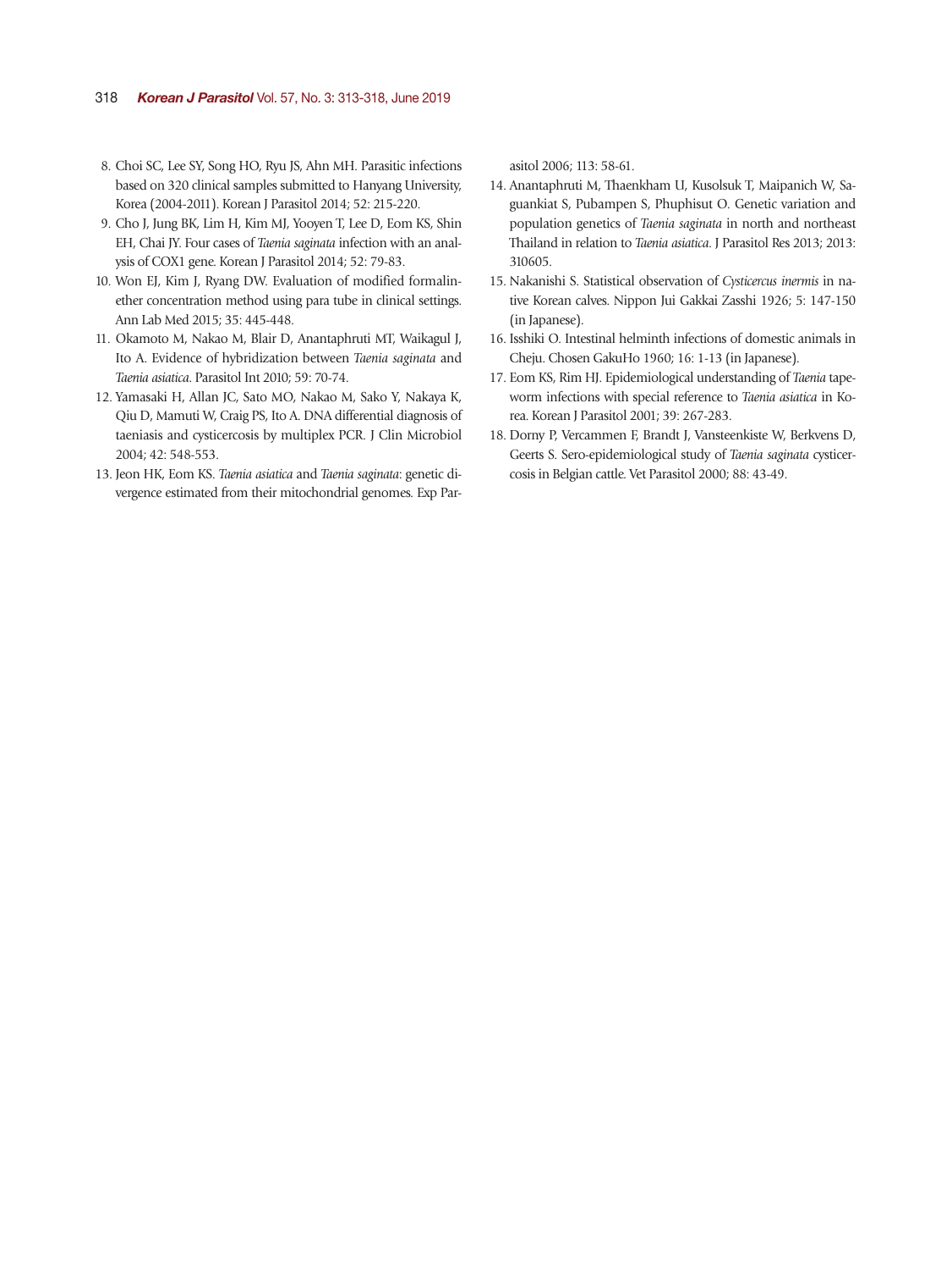8. Choi SC, Lee SY, Song HO, Ryu JS, Ahn MH. Parasitic infections based on 320 clinical samples submitted to Hanyang University, Korea (2004-2011). Korean J Parasitol 2014; 52: 215-220.
9. Cho J, Jung BK, Lim H, Kim MJ, Yooyen T, Lee D, Eom KS, Shin EH, Chai JY. Four cases of *Taenia saginata* infection with an analysis of COX1 gene. Korean J Parasitol 2014; 52: 79-83.
10. Won EJ, Kim J, Ryang DW. Evaluation of modified formalin-ether concentration method using para tube in clinical settings. Ann Lab Med 2015; 35: 445-448.
11. Okamoto M, Nakao M, Blair D, Anantaphruti MT, Waikagul J, Ito A. Evidence of hybridization between *Taenia saginata* and *Taenia asiatica*. Parasitol Int 2010; 59: 70-74.
12. Yamasaki H, Allan JC, Sato MO, Nakao M, Sako Y, Nakaya K, Qiu D, Mamuti W, Craig PS, Ito A. DNA differential diagnosis of taeniasis and cysticercosis by multiplex PCR. J Clin Microbiol 2004; 42: 548-553.
13. Jeon HK, Eom KS. *Taenia asiatica* and *Taenia saginata*: genetic divergence estimated from their mitochondrial genomes. Exp Parasitol 2006; 113: 58-61.
14. Anantaphruti M, Thaenkham U, Kusolsuk T, Maipanich W, Saguankiat S, Pubampen S, Phuphisut O. Genetic variation and population genetics of *Taenia saginata* in north and northeast Thailand in relation to *Taenia asiatica*. J Parasitol Res 2013; 2013: 310605.
15. Nakanishi S. Statistical observation of *Cysticercus inermis* in native Korean calves. Nippon Jui Gakkai Zasshi 1926; 5: 147-150 (in Japanese).
16. Isshiki O. Intestinal helminth infections of domestic animals in Cheju. Chosen GakuHo 1960; 16: 1-13 (in Japanese).
17. Eom KS, Rim HJ. Epidemiological understanding of *Taenia* tapeworm infections with special reference to *Taenia asiatica* in Korea. Korean J Parasitol 2001; 39: 267-283.
18. Dorny P, Vercammen F, Brandt J, Vansteenkiste W, Berkvens D, Geerts S. Sero-epidemiological study of *Taenia saginata* cysticercosis in Belgian cattle. Vet Parasitol 2000; 88: 43-49.